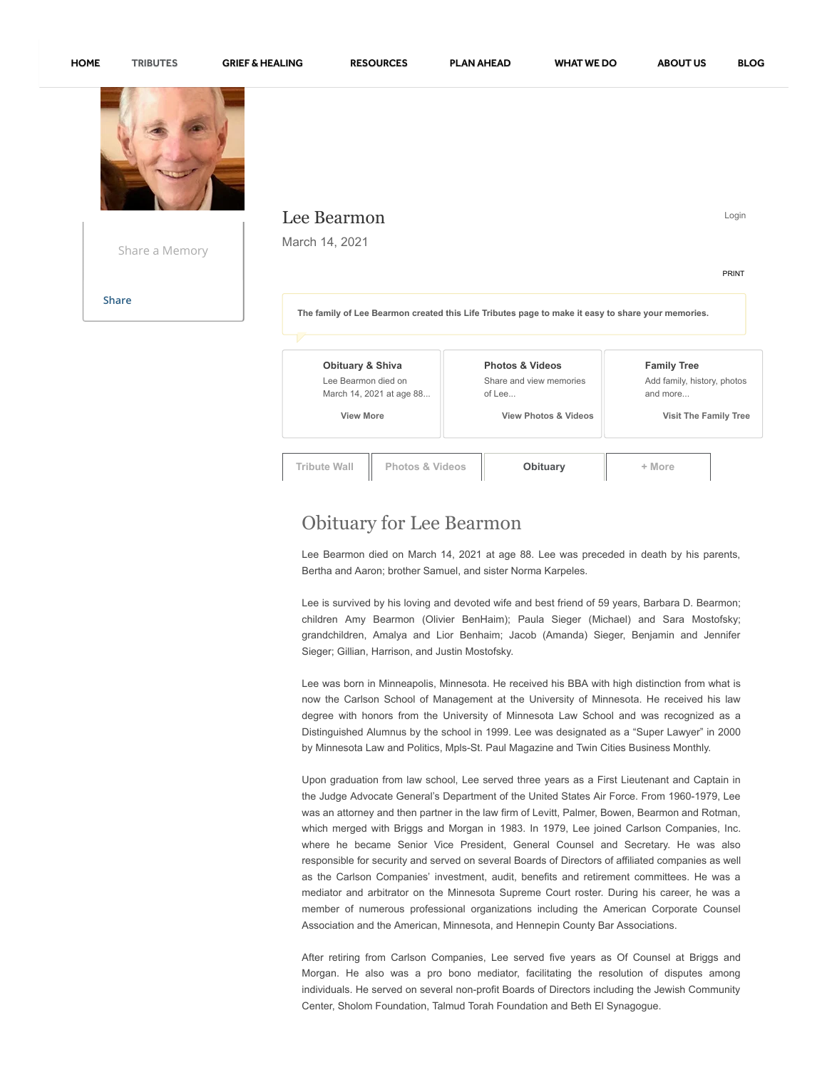HOME TRIBUTES GRIEF & HEALING RESOURCES PLAN AHEAD WHAT WE DO ABOUT US BLOG

Share a Memory

Share

# Lee Bearmon

March 14, 2021

Login

PRINT

**The family of Lee Bearmon created this Life Tributes page to make it easy to share your memories.**

**Obituary & Shiva**
Lee Bearmon died on March 14, 2021 at age 88...
View More

**Photos & Videos**
Share and view memories of Lee...
View Photos & Videos

**Family Tree**
Add family, history, photos and more...
Visit The Family Tree

Tribute Wall | Photos & Videos | **Obituary** | + More

## Obituary for Lee Bearmon

Lee Bearmon died on March 14, 2021 at age 88. Lee was preceded in death by his parents, Bertha and Aaron; brother Samuel, and sister Norma Karpeles.

Lee is survived by his loving and devoted wife and best friend of 59 years, Barbara D. Bearmon; children Amy Bearmon (Olivier BenHaim); Paula Sieger (Michael) and Sara Mostofsky; grandchildren, Amalya and Lior Benhaim; Jacob (Amanda) Sieger, Benjamin and Jennifer Sieger; Gillian, Harrison, and Justin Mostofsky.

Lee was born in Minneapolis, Minnesota. He received his BBA with high distinction from what is now the Carlson School of Management at the University of Minnesota. He received his law degree with honors from the University of Minnesota Law School and was recognized as a Distinguished Alumnus by the school in 1999. Lee was designated as a "Super Lawyer" in 2000 by Minnesota Law and Politics, Mpls-St. Paul Magazine and Twin Cities Business Monthly.

Upon graduation from law school, Lee served three years as a First Lieutenant and Captain in the Judge Advocate General's Department of the United States Air Force. From 1960-1979, Lee was an attorney and then partner in the law firm of Levitt, Palmer, Bowen, Bearmon and Rotman, which merged with Briggs and Morgan in 1983. In 1979, Lee joined Carlson Companies, Inc. where he became Senior Vice President, General Counsel and Secretary. He was also responsible for security and served on several Boards of Directors of affiliated companies as well as the Carlson Companies' investment, audit, benefits and retirement committees. He was a mediator and arbitrator on the Minnesota Supreme Court roster. During his career, he was a member of numerous professional organizations including the American Corporate Counsel Association and the American, Minnesota, and Hennepin County Bar Associations.

After retiring from Carlson Companies, Lee served five years as Of Counsel at Briggs and Morgan. He also was a pro bono mediator, facilitating the resolution of disputes among individuals. He served on several non-profit Boards of Directors including the Jewish Community Center, Sholom Foundation, Talmud Torah Foundation and Beth El Synagogue.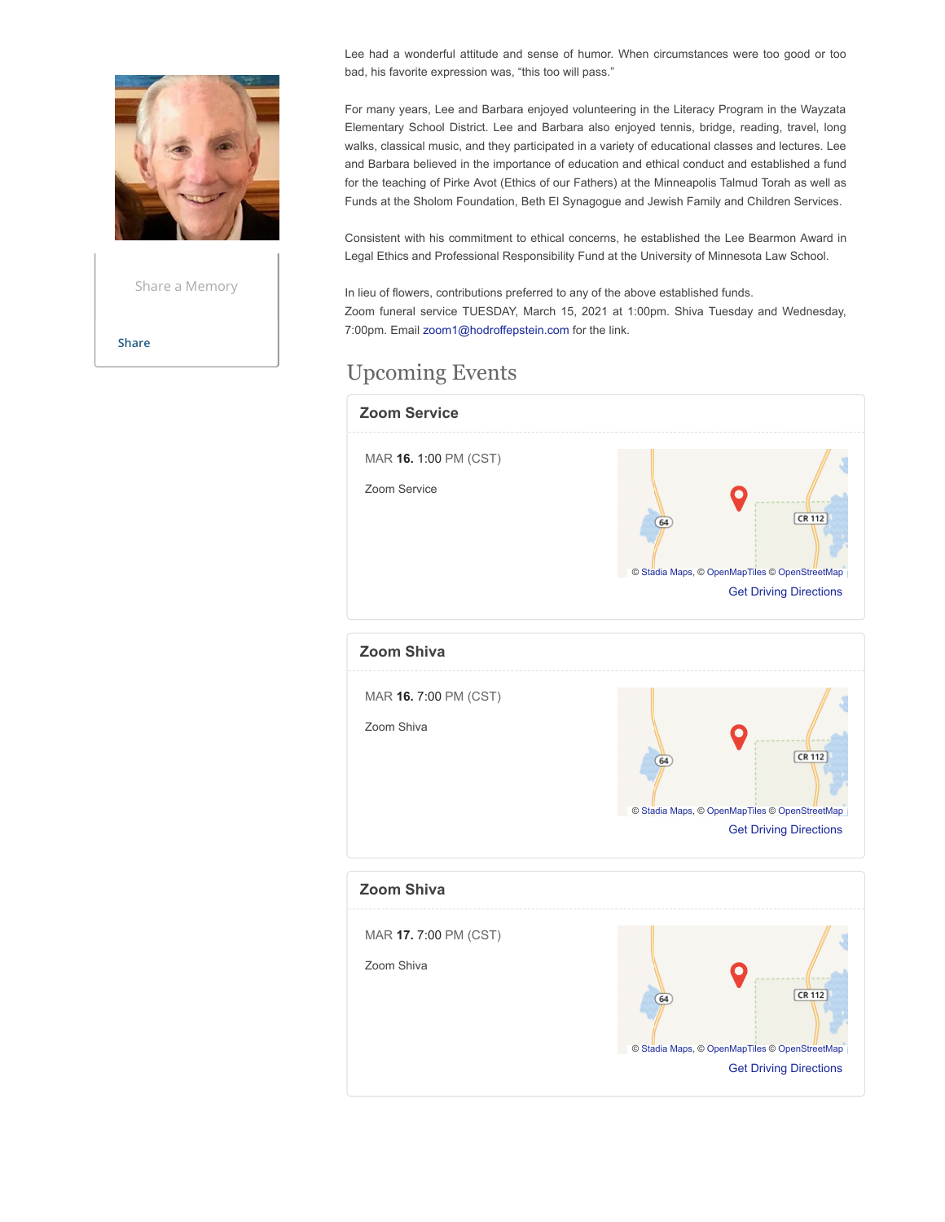Share a Memory

Share

Lee had a wonderful attitude and sense of humor. When circumstances were too good or too bad, his favorite expression was, "this too will pass."

For many years, Lee and Barbara enjoyed volunteering in the Literacy Program in the Wayzata Elementary School District. Lee and Barbara also enjoyed tennis, bridge, reading, travel, long walks, classical music, and they participated in a variety of educational classes and lectures. Lee and Barbara believed in the importance of education and ethical conduct and established a fund for the teaching of Pirke Avot (Ethics of our Fathers) at the Minneapolis Talmud Torah as well as Funds at the Sholom Foundation, Beth El Synagogue and Jewish Family and Children Services.

Consistent with his commitment to ethical concerns, he established the Lee Bearmon Award in Legal Ethics and Professional Responsibility Fund at the University of Minnesota Law School.

In lieu of flowers, contributions preferred to any of the above established funds.
Zoom funeral service TUESDAY, March 15, 2021 at 1:00pm. Shiva Tuesday and Wednesday, 7:00pm. Email zoom1@hodroffepstein.com for the link.

## Upcoming Events

### Zoom Service

MAR **16.** 1:00 PM (CST)

Zoom Service

© Stadia Maps, © OpenMapTiles © OpenStreetMap

Get Driving Directions

### Zoom Shiva

MAR **16.** 7:00 PM (CST)

Zoom Shiva

© Stadia Maps, © OpenMapTiles © OpenStreetMap

Get Driving Directions

### Zoom Shiva

MAR **17.** 7:00 PM (CST)

Zoom Shiva

© Stadia Maps, © OpenMapTiles © OpenStreetMap

Get Driving Directions